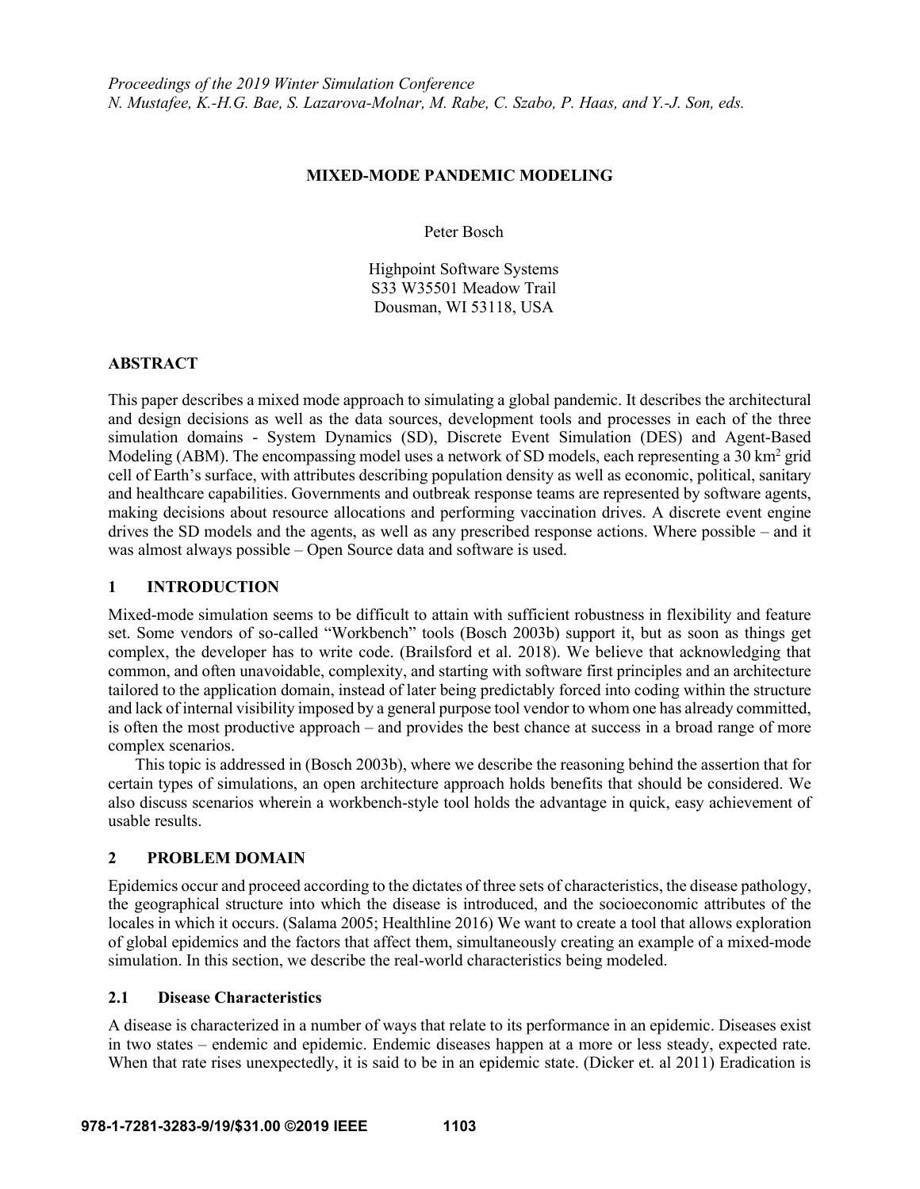# MIXED-MODE PANDEMIC MODELING

Peter Bosch

Highpoint Software Systems
S33 W35501 Meadow Trail
Dousman, WI 53118, USA

## ABSTRACT

This paper describes a mixed mode approach to simulating a global pandemic. It describes the architectural and design decisions as well as the data sources, development tools and processes in each of the three simulation domains - System Dynamics (SD), Discrete Event Simulation (DES) and Agent-Based Modeling (ABM). The encompassing model uses a network of SD models, each representing a 30 km$^2$ grid cell of Earth's surface, with attributes describing population density as well as economic, political, sanitary and healthcare capabilities. Governments and outbreak response teams are represented by software agents, making decisions about resource allocations and performing vaccination drives. A discrete event engine drives the SD models and the agents, as well as any prescribed response actions. Where possible – and it was almost always possible – Open Source data and software is used.

## 1 INTRODUCTION

Mixed-mode simulation seems to be difficult to attain with sufficient robustness in flexibility and feature set. Some vendors of so-called "Workbench" tools (Bosch 2003b) support it, but as soon as things get complex, the developer has to write code. (Brailsford et al. 2018). We believe that acknowledging that common, and often unavoidable, complexity, and starting with software first principles and an architecture tailored to the application domain, instead of later being predictably forced into coding within the structure and lack of internal visibility imposed by a general purpose tool vendor to whom one has already committed, is often the most productive approach – and provides the best chance at success in a broad range of more complex scenarios.

This topic is addressed in (Bosch 2003b), where we describe the reasoning behind the assertion that for certain types of simulations, an open architecture approach holds benefits that should be considered. We also discuss scenarios wherein a workbench-style tool holds the advantage in quick, easy achievement of usable results.

## 2 PROBLEM DOMAIN

Epidemics occur and proceed according to the dictates of three sets of characteristics, the disease pathology, the geographical structure into which the disease is introduced, and the socioeconomic attributes of the locales in which it occurs. (Salama 2005; Healthline 2016) We want to create a tool that allows exploration of global epidemics and the factors that affect them, simultaneously creating an example of a mixed-mode simulation. In this section, we describe the real-world characteristics being modeled.

### 2.1 Disease Characteristics

A disease is characterized in a number of ways that relate to its performance in an epidemic. Diseases exist in two states – endemic and epidemic. Endemic diseases happen at a more or less steady, expected rate. When that rate rises unexpectedly, it is said to be in an epidemic state. (Dicker et. al 2011) Eradication is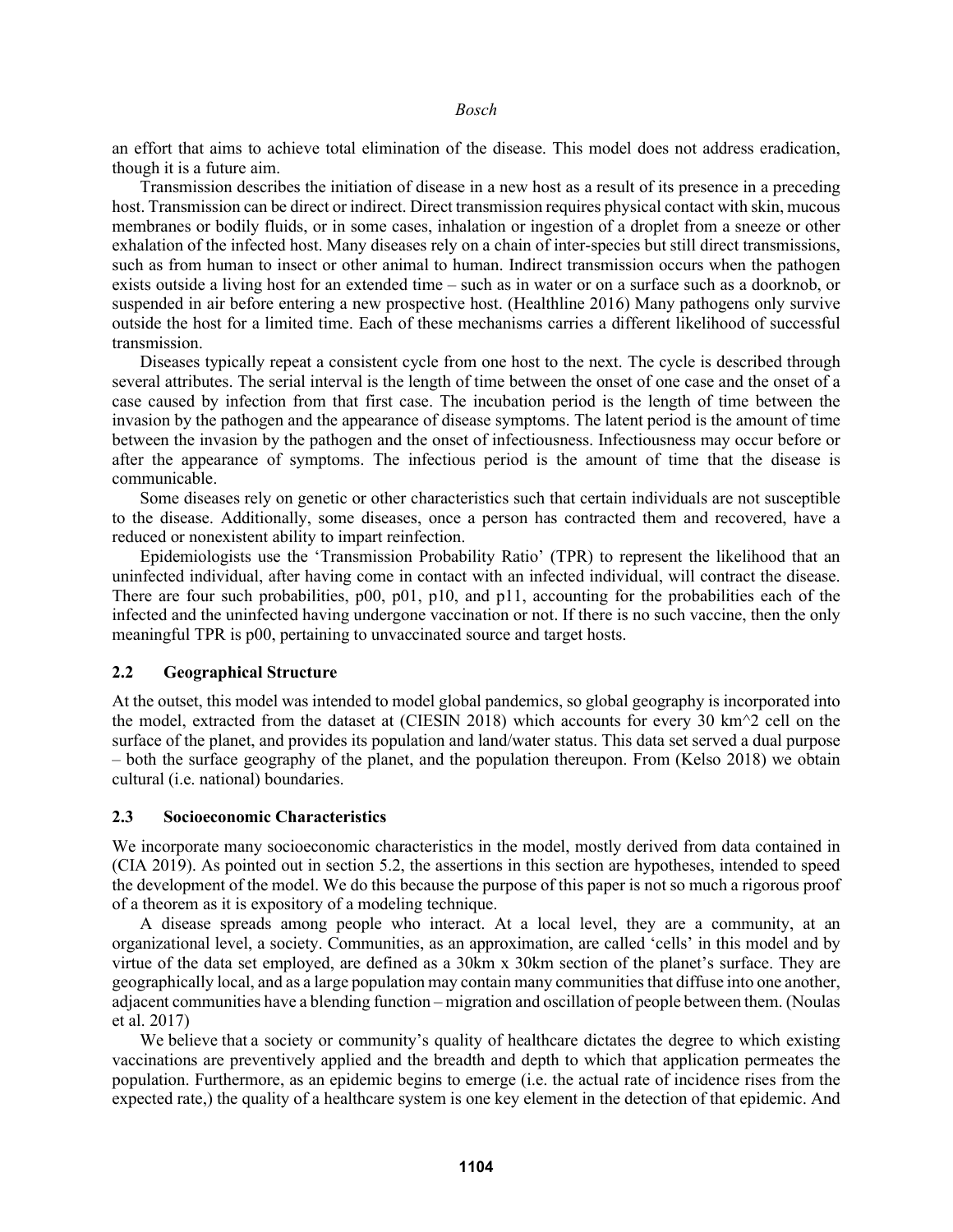an effort that aims to achieve total elimination of the disease. This model does not address eradication, though it is a future aim.

Transmission describes the initiation of disease in a new host as a result of its presence in a preceding host. Transmission can be direct or indirect. Direct transmission requires physical contact with skin, mucous membranes or bodily fluids, or in some cases, inhalation or ingestion of a droplet from a sneeze or other exhalation of the infected host. Many diseases rely on a chain of inter-species but still direct transmissions, such as from human to insect or other animal to human. Indirect transmission occurs when the pathogen exists outside a living host for an extended time – such as in water or on a surface such as a doorknob, or suspended in air before entering a new prospective host. (Healthline 2016) Many pathogens only survive outside the host for a limited time. Each of these mechanisms carries a different likelihood of successful transmission.

Diseases typically repeat a consistent cycle from one host to the next. The cycle is described through several attributes. The serial interval is the length of time between the onset of one case and the onset of a case caused by infection from that first case. The incubation period is the length of time between the invasion by the pathogen and the appearance of disease symptoms. The latent period is the amount of time between the invasion by the pathogen and the onset of infectiousness. Infectiousness may occur before or after the appearance of symptoms. The infectious period is the amount of time that the disease is communicable.

Some diseases rely on genetic or other characteristics such that certain individuals are not susceptible to the disease. Additionally, some diseases, once a person has contracted them and recovered, have a reduced or nonexistent ability to impart reinfection.

Epidemiologists use the 'Transmission Probability Ratio' (TPR) to represent the likelihood that an uninfected individual, after having come in contact with an infected individual, will contract the disease. There are four such probabilities, p00, p01, p10, and p11, accounting for the probabilities each of the infected and the uninfected having undergone vaccination or not. If there is no such vaccine, then the only meaningful TPR is p00, pertaining to unvaccinated source and target hosts.

### 2.2 Geographical Structure

At the outset, this model was intended to model global pandemics, so global geography is incorporated into the model, extracted from the dataset at (CIESIN 2018) which accounts for every 30 km^2 cell on the surface of the planet, and provides its population and land/water status. This data set served a dual purpose – both the surface geography of the planet, and the population thereupon. From (Kelso 2018) we obtain cultural (i.e. national) boundaries.

### 2.3 Socioeconomic Characteristics

We incorporate many socioeconomic characteristics in the model, mostly derived from data contained in (CIA 2019). As pointed out in section 5.2, the assertions in this section are hypotheses, intended to speed the development of the model. We do this because the purpose of this paper is not so much a rigorous proof of a theorem as it is expository of a modeling technique.

A disease spreads among people who interact. At a local level, they are a community, at an organizational level, a society. Communities, as an approximation, are called 'cells' in this model and by virtue of the data set employed, are defined as a 30km x 30km section of the planet's surface. They are geographically local, and as a large population may contain many communities that diffuse into one another, adjacent communities have a blending function – migration and oscillation of people between them. (Noulas et al. 2017)

We believe that a society or community's quality of healthcare dictates the degree to which existing vaccinations are preventively applied and the breadth and depth to which that application permeates the population. Furthermore, as an epidemic begins to emerge (i.e. the actual rate of incidence rises from the expected rate,) the quality of a healthcare system is one key element in the detection of that epidemic. And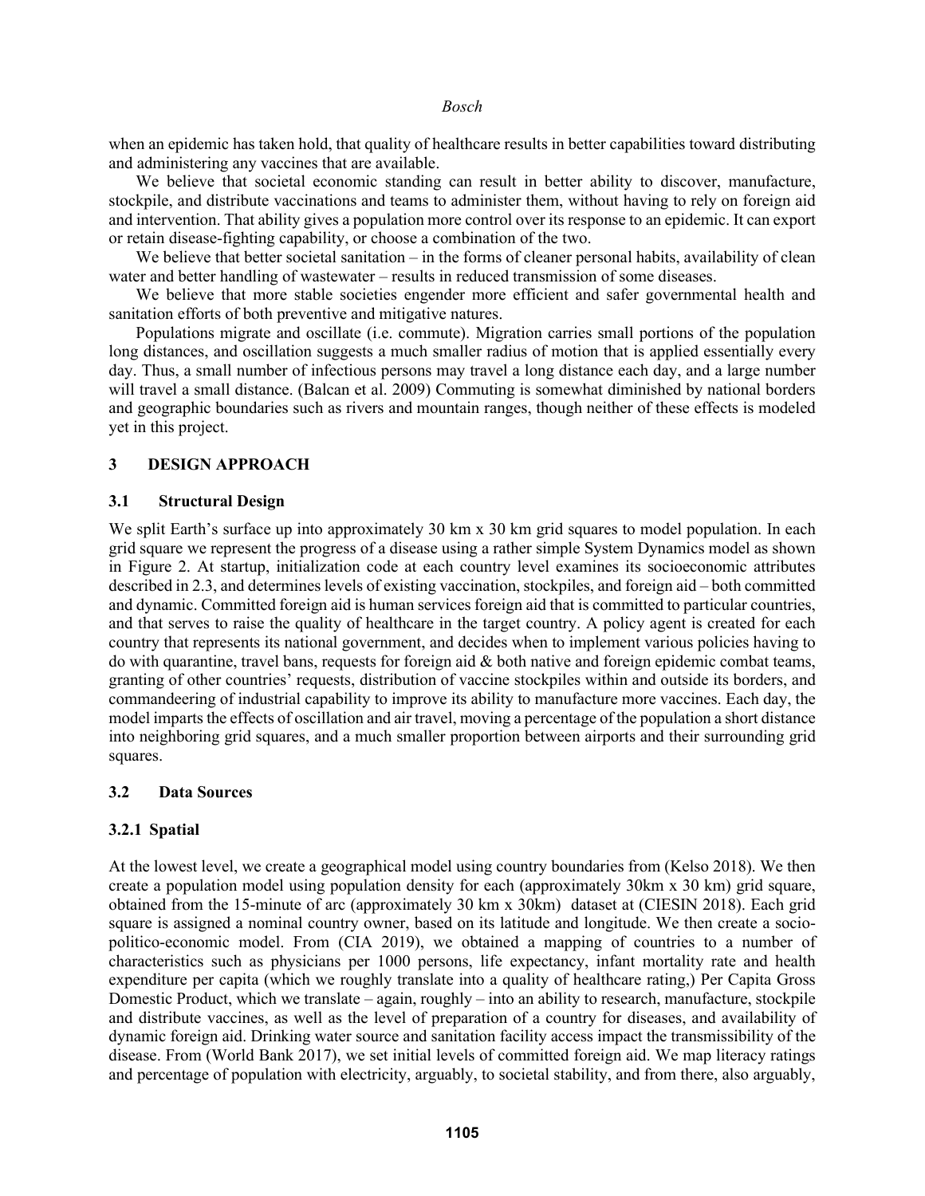when an epidemic has taken hold, that quality of healthcare results in better capabilities toward distributing and administering any vaccines that are available.

We believe that societal economic standing can result in better ability to discover, manufacture, stockpile, and distribute vaccinations and teams to administer them, without having to rely on foreign aid and intervention. That ability gives a population more control over its response to an epidemic. It can export or retain disease-fighting capability, or choose a combination of the two.

We believe that better societal sanitation – in the forms of cleaner personal habits, availability of clean water and better handling of wastewater – results in reduced transmission of some diseases.

We believe that more stable societies engender more efficient and safer governmental health and sanitation efforts of both preventive and mitigative natures.

Populations migrate and oscillate (i.e. commute). Migration carries small portions of the population long distances, and oscillation suggests a much smaller radius of motion that is applied essentially every day. Thus, a small number of infectious persons may travel a long distance each day, and a large number will travel a small distance. (Balcan et al. 2009) Commuting is somewhat diminished by national borders and geographic boundaries such as rivers and mountain ranges, though neither of these effects is modeled yet in this project.

## 3 DESIGN APPROACH

### 3.1 Structural Design

We split Earth's surface up into approximately 30 km x 30 km grid squares to model population. In each grid square we represent the progress of a disease using a rather simple System Dynamics model as shown in Figure 2. At startup, initialization code at each country level examines its socioeconomic attributes described in 2.3, and determines levels of existing vaccination, stockpiles, and foreign aid – both committed and dynamic. Committed foreign aid is human services foreign aid that is committed to particular countries, and that serves to raise the quality of healthcare in the target country. A policy agent is created for each country that represents its national government, and decides when to implement various policies having to do with quarantine, travel bans, requests for foreign aid & both native and foreign epidemic combat teams, granting of other countries' requests, distribution of vaccine stockpiles within and outside its borders, and commandeering of industrial capability to improve its ability to manufacture more vaccines. Each day, the model imparts the effects of oscillation and air travel, moving a percentage of the population a short distance into neighboring grid squares, and a much smaller proportion between airports and their surrounding grid squares.

### 3.2 Data Sources

#### 3.2.1 Spatial

At the lowest level, we create a geographical model using country boundaries from (Kelso 2018). We then create a population model using population density for each (approximately 30km x 30 km) grid square, obtained from the 15-minute of arc (approximately 30 km x 30km) dataset at (CIESIN 2018). Each grid square is assigned a nominal country owner, based on its latitude and longitude. We then create a socio-politico-economic model. From (CIA 2019), we obtained a mapping of countries to a number of characteristics such as physicians per 1000 persons, life expectancy, infant mortality rate and health expenditure per capita (which we roughly translate into a quality of healthcare rating,) Per Capita Gross Domestic Product, which we translate – again, roughly – into an ability to research, manufacture, stockpile and distribute vaccines, as well as the level of preparation of a country for diseases, and availability of dynamic foreign aid. Drinking water source and sanitation facility access impact the transmissibility of the disease. From (World Bank 2017), we set initial levels of committed foreign aid. We map literacy ratings and percentage of population with electricity, arguably, to societal stability, and from there, also arguably,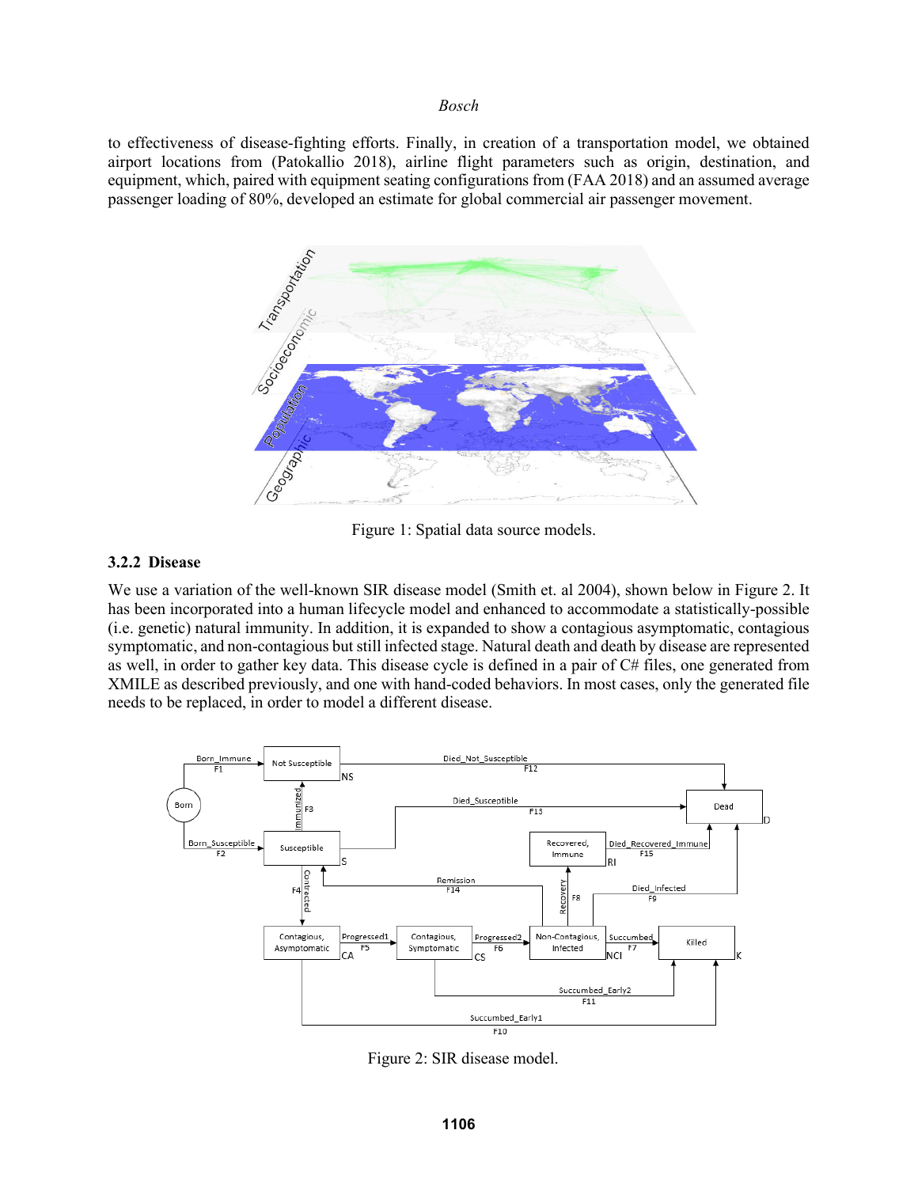to effectiveness of disease-fighting efforts. Finally, in creation of a transportation model, we obtained airport locations from (Patokallio 2018), airline flight parameters such as origin, destination, and equipment, which, paired with equipment seating configurations from (FAA 2018) and an assumed average passenger loading of 80%, developed an estimate for global commercial air passenger movement.

Figure 1: Spatial data source models.

### 3.2.2 Disease

We use a variation of the well-known SIR disease model (Smith et. al 2004), shown below in Figure 2. It has been incorporated into a human lifecycle model and enhanced to accommodate a statistically-possible (i.e. genetic) natural immunity. In addition, it is expanded to show a contagious asymptomatic, contagious symptomatic, and non-contagious but still infected stage. Natural death and death by disease are represented as well, in order to gather key data. This disease cycle is defined in a pair of C# files, one generated from XMILE as described previously, and one with hand-coded behaviors. In most cases, only the generated file needs to be replaced, in order to model a different disease.

Figure 2: SIR disease model.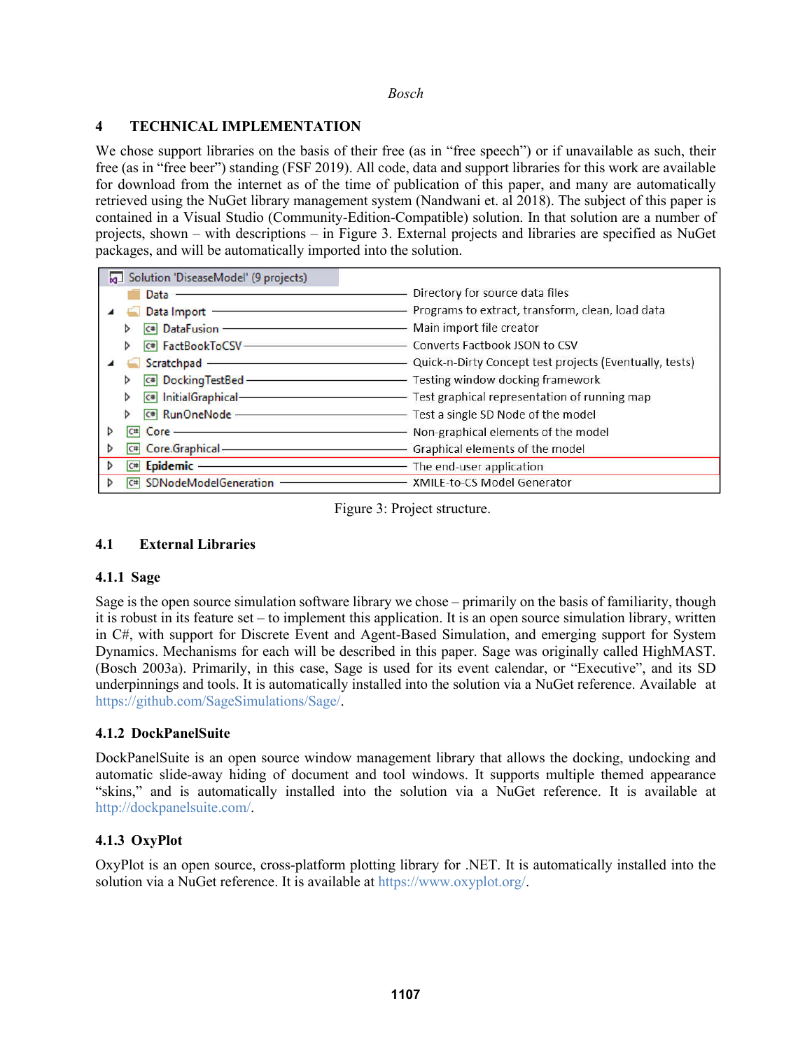## 4 TECHNICAL IMPLEMENTATION

We chose support libraries on the basis of their free (as in "free speech") or if unavailable as such, their free (as in "free beer") standing (FSF 2019). All code, data and support libraries for this work are available for download from the internet as of the time of publication of this paper, and many are automatically retrieved using the NuGet library management system (Nandwani et. al 2018). The subject of this paper is contained in a Visual Studio (Community-Edition-Compatible) solution. In that solution are a number of projects, shown – with descriptions – in Figure 3. External projects and libraries are specified as NuGet packages, and will be automatically imported into the solution.

| Solution 'DiseaseModel' (9 projects) | |
|---|---|
| Data | Directory for source data files |
| Data Import | Programs to extract, transform, clean, load data |
| DataFusion | Main import file creator |
| FactBookToCSV | Converts Factbook JSON to CSV |
| Scratchpad | Quick-n-Dirty Concept test projects (Eventually, tests) |
| DockingTestBed | Testing window docking framework |
| InitialGraphical | Test graphical representation of running map |
| RunOneNode | Test a single SD Node of the model |
| Core | Non-graphical elements of the model |
| Core.Graphical | Graphical elements of the model |
| **Epidemic** | The end-user application |
| SDNodeModelGeneration | XMILE-to-CS Model Generator |

Figure 3: Project structure.

### 4.1 External Libraries

#### 4.1.1 Sage

Sage is the open source simulation software library we chose – primarily on the basis of familiarity, though it is robust in its feature set – to implement this application. It is an open source simulation library, written in C#, with support for Discrete Event and Agent-Based Simulation, and emerging support for System Dynamics. Mechanisms for each will be described in this paper. Sage was originally called HighMAST. (Bosch 2003a). Primarily, in this case, Sage is used for its event calendar, or "Executive", and its SD underpinnings and tools. It is automatically installed into the solution via a NuGet reference. Available at https://github.com/SageSimulations/Sage/.

#### 4.1.2 DockPanelSuite

DockPanelSuite is an open source window management library that allows the docking, undocking and automatic slide-away hiding of document and tool windows. It supports multiple themed appearance "skins," and is automatically installed into the solution via a NuGet reference. It is available at http://dockpanelsuite.com/.

#### 4.1.3 OxyPlot

OxyPlot is an open source, cross-platform plotting library for .NET. It is automatically installed into the solution via a NuGet reference. It is available at https://www.oxyplot.org/.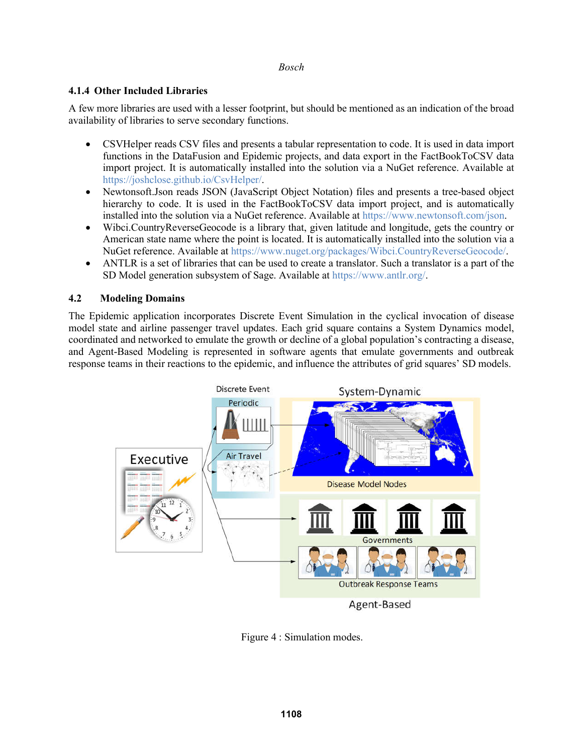### 4.1.4 Other Included Libraries

A few more libraries are used with a lesser footprint, but should be mentioned as an indication of the broad availability of libraries to serve secondary functions.

- CSVHelper reads CSV files and presents a tabular representation to code. It is used in data import functions in the DataFusion and Epidemic projects, and data export in the FactBookToCSV data import project. It is automatically installed into the solution via a NuGet reference. Available at https://joshclose.github.io/CsvHelper/.
- Newtonsoft.Json reads JSON (JavaScript Object Notation) files and presents a tree-based object hierarchy to code. It is used in the FactBookToCSV data import project, and is automatically installed into the solution via a NuGet reference. Available at https://www.newtonsoft.com/json.
- Wibci.CountryReverseGeocode is a library that, given latitude and longitude, gets the country or American state name where the point is located. It is automatically installed into the solution via a NuGet reference. Available at https://www.nuget.org/packages/Wibci.CountryReverseGeocode/.
- ANTLR is a set of libraries that can be used to create a translator. Such a translator is a part of the SD Model generation subsystem of Sage. Available at https://www.antlr.org/.

## 4.2 Modeling Domains

The Epidemic application incorporates Discrete Event Simulation in the cyclical invocation of disease model state and airline passenger travel updates. Each grid square contains a System Dynamics model, coordinated and networked to emulate the growth or decline of a global population's contracting a disease, and Agent-Based Modeling is represented in software agents that emulate governments and outbreak response teams in their reactions to the epidemic, and influence the attributes of grid squares' SD models.

Figure 4 : Simulation modes.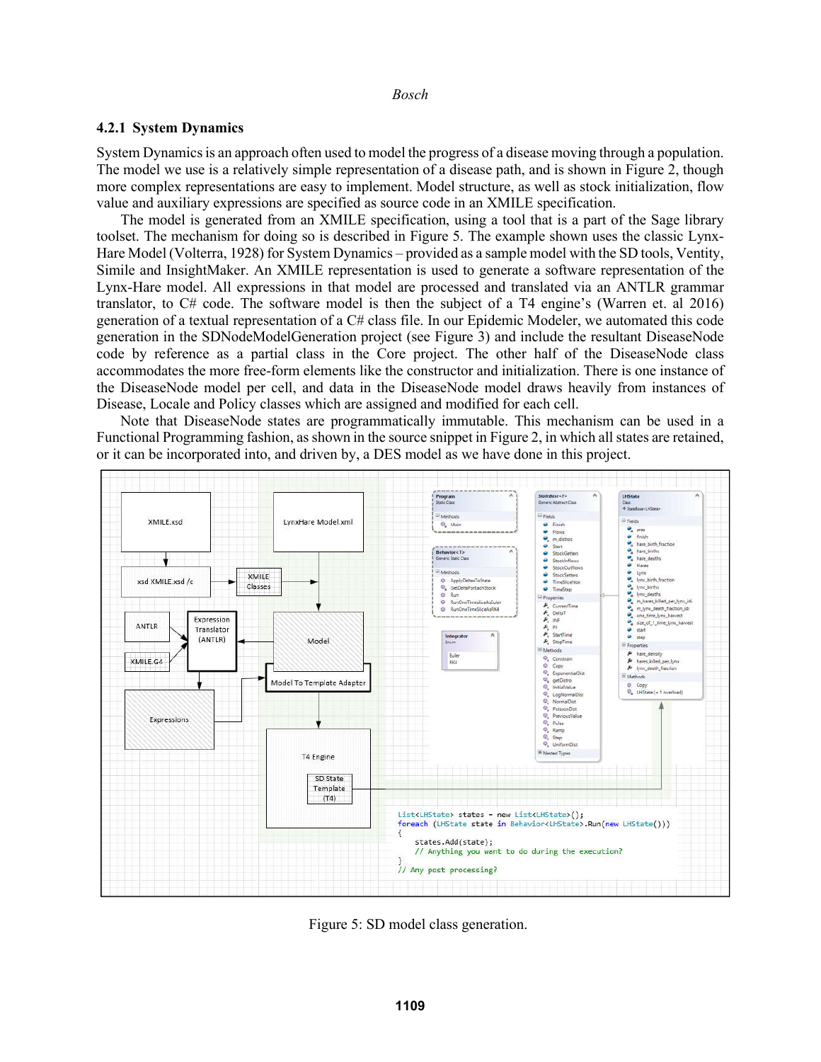### 4.2.1 System Dynamics

System Dynamics is an approach often used to model the progress of a disease moving through a population. The model we use is a relatively simple representation of a disease path, and is shown in Figure 2, though more complex representations are easy to implement. Model structure, as well as stock initialization, flow value and auxiliary expressions are specified as source code in an XMILE specification.

The model is generated from an XMILE specification, using a tool that is a part of the Sage library toolset. The mechanism for doing so is described in Figure 5. The example shown uses the classic Lynx-Hare Model (Volterra, 1928) for System Dynamics – provided as a sample model with the SD tools, Ventity, Simile and InsightMaker. An XMILE representation is used to generate a software representation of the Lynx-Hare model. All expressions in that model are processed and translated via an ANTLR grammar translator, to C# code. The software model is then the subject of a T4 engine's (Warren et. al 2016) generation of a textual representation of a C# class file. In our Epidemic Modeler, we automated this code generation in the SDNodeModelGeneration project (see Figure 3) and include the resultant DiseaseNode code by reference as a partial class in the Core project. The other half of the DiseaseNode class accommodates the more free-form elements like the constructor and initialization. There is one instance of the DiseaseNode model per cell, and data in the DiseaseNode model draws heavily from instances of Disease, Locale and Policy classes which are assigned and modified for each cell.

Note that DiseaseNode states are programmatically immutable. This mechanism can be used in a Functional Programming fashion, as shown in the source snippet in Figure 2, in which all states are retained, or it can be incorporated into, and driven by, a DES model as we have done in this project.

```
List<LHState> states = new List<LHState>();
foreach (LHState state in Behavior<LHState>.Run(new LHState()))
{
    states.Add(state);
    // Anything you want to do during the execution?
}
// Any post processing?
```

Figure 5: SD model class generation.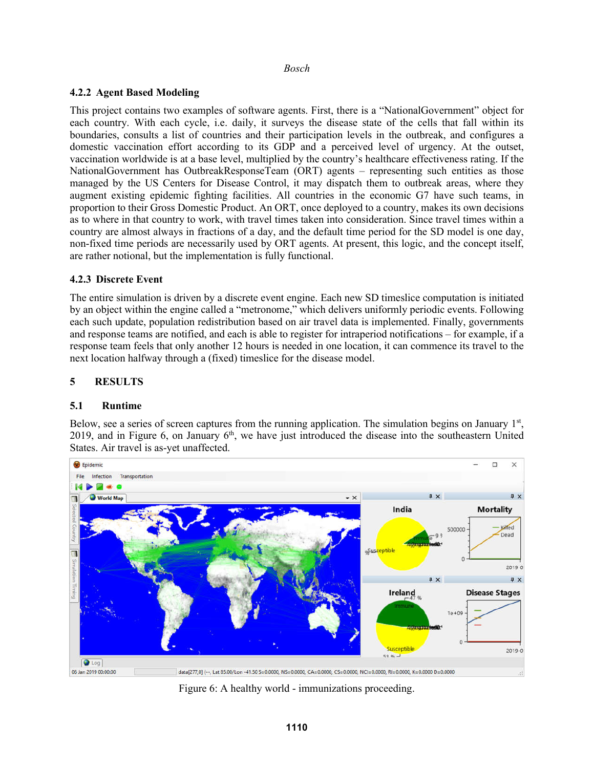### 4.2.2 Agent Based Modeling

This project contains two examples of software agents. First, there is a "NationalGovernment" object for each country. With each cycle, i.e. daily, it surveys the disease state of the cells that fall within its boundaries, consults a list of countries and their participation levels in the outbreak, and configures a domestic vaccination effort according to its GDP and a perceived level of urgency. At the outset, vaccination worldwide is at a base level, multiplied by the country's healthcare effectiveness rating. If the NationalGovernment has OutbreakResponseTeam (ORT) agents – representing such entities as those managed by the US Centers for Disease Control, it may dispatch them to outbreak areas, where they augment existing epidemic fighting facilities. All countries in the economic G7 have such teams, in proportion to their Gross Domestic Product. An ORT, once deployed to a country, makes its own decisions as to where in that country to work, with travel times taken into consideration. Since travel times within a country are almost always in fractions of a day, and the default time period for the SD model is one day, non-fixed time periods are necessarily used by ORT agents. At present, this logic, and the concept itself, are rather notional, but the implementation is fully functional.

### 4.2.3 Discrete Event

The entire simulation is driven by a discrete event engine. Each new SD timeslice computation is initiated by an object within the engine called a "metronome," which delivers uniformly periodic events. Following each such update, population redistribution based on air travel data is implemented. Finally, governments and response teams are notified, and each is able to register for intraperiod notifications – for example, if a response team feels that only another 12 hours is needed in one location, it can commence its travel to the next location halfway through a (fixed) timeslice for the disease model.

## 5 RESULTS

### 5.1 Runtime

Below, see a series of screen captures from the running application. The simulation begins on January 1st, 2019, and in Figure 6, on January 6th, we have just introduced the disease into the southeastern United States. Air travel is as-yet unaffected.

Figure 6: A healthy world - immunizations proceeding.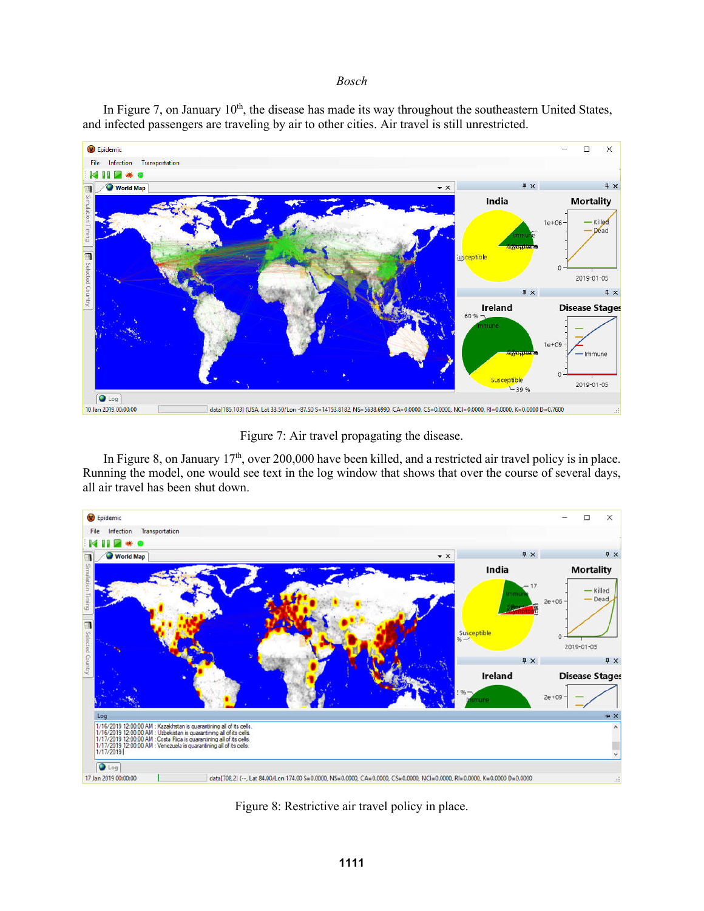In Figure 7, on January 10th, the disease has made its way throughout the southeastern United States, and infected passengers are traveling by air to other cities. Air travel is still unrestricted.

Figure 7: Air travel propagating the disease.

In Figure 8, on January 17th, over 200,000 have been killed, and a restricted air travel policy is in place. Running the model, one would see text in the log window that shows that over the course of several days, all air travel has been shut down.

Figure 8: Restrictive air travel policy in place.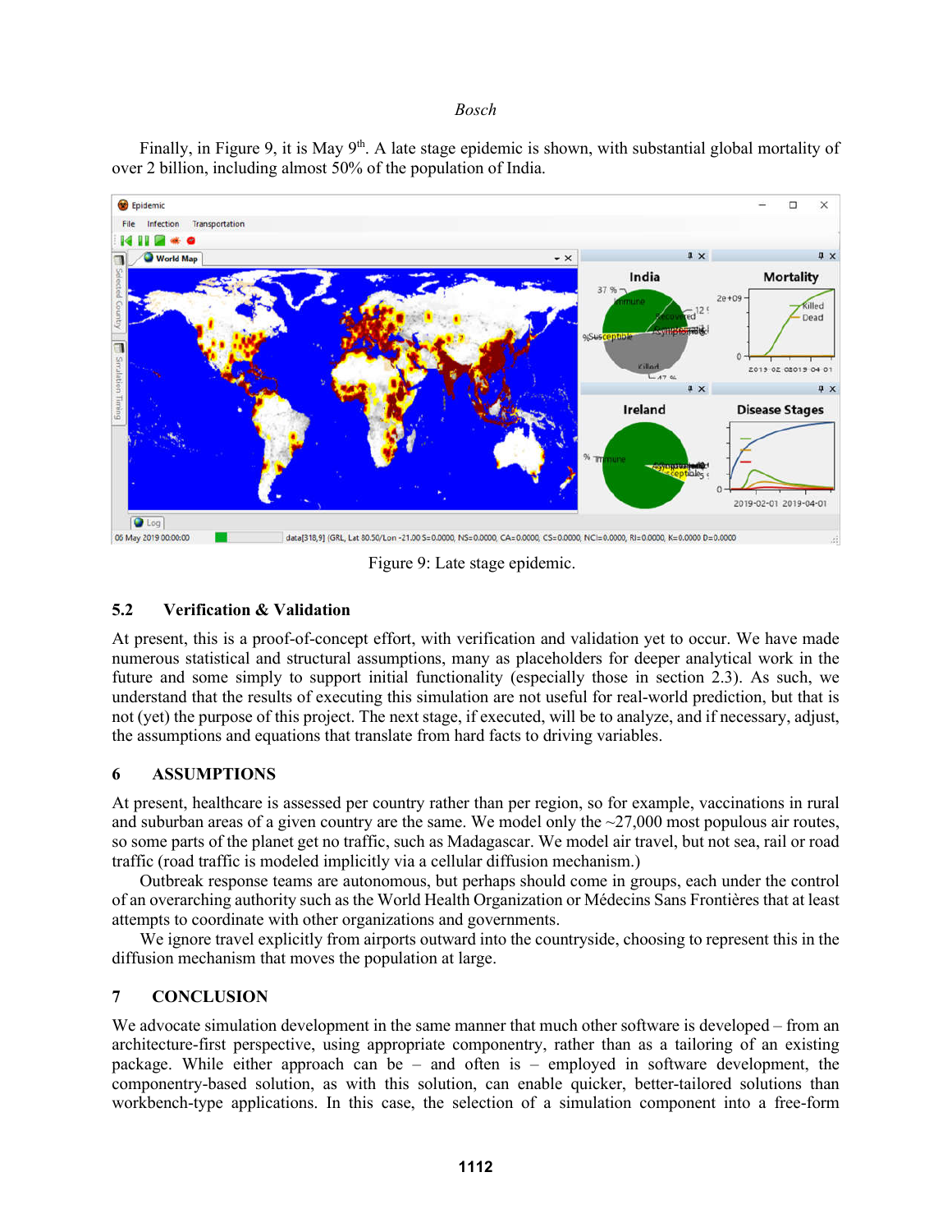Finally, in Figure 9, it is May 9th. A late stage epidemic is shown, with substantial global mortality of over 2 billion, including almost 50% of the population of India.

Figure 9: Late stage epidemic.

### 5.2 Verification & Validation

At present, this is a proof-of-concept effort, with verification and validation yet to occur. We have made numerous statistical and structural assumptions, many as placeholders for deeper analytical work in the future and some simply to support initial functionality (especially those in section 2.3). As such, we understand that the results of executing this simulation are not useful for real-world prediction, but that is not (yet) the purpose of this project. The next stage, if executed, will be to analyze, and if necessary, adjust, the assumptions and equations that translate from hard facts to driving variables.

## 6 ASSUMPTIONS

At present, healthcare is assessed per country rather than per region, so for example, vaccinations in rural and suburban areas of a given country are the same. We model only the ~27,000 most populous air routes, so some parts of the planet get no traffic, such as Madagascar. We model air travel, but not sea, rail or road traffic (road traffic is modeled implicitly via a cellular diffusion mechanism.)

Outbreak response teams are autonomous, but perhaps should come in groups, each under the control of an overarching authority such as the World Health Organization or Médecins Sans Frontières that at least attempts to coordinate with other organizations and governments.

We ignore travel explicitly from airports outward into the countryside, choosing to represent this in the diffusion mechanism that moves the population at large.

## 7 CONCLUSION

We advocate simulation development in the same manner that much other software is developed – from an architecture-first perspective, using appropriate componentry, rather than as a tailoring of an existing package. While either approach can be – and often is – employed in software development, the componentry-based solution, as with this solution, can enable quicker, better-tailored solutions than workbench-type applications. In this case, the selection of a simulation component into a free-form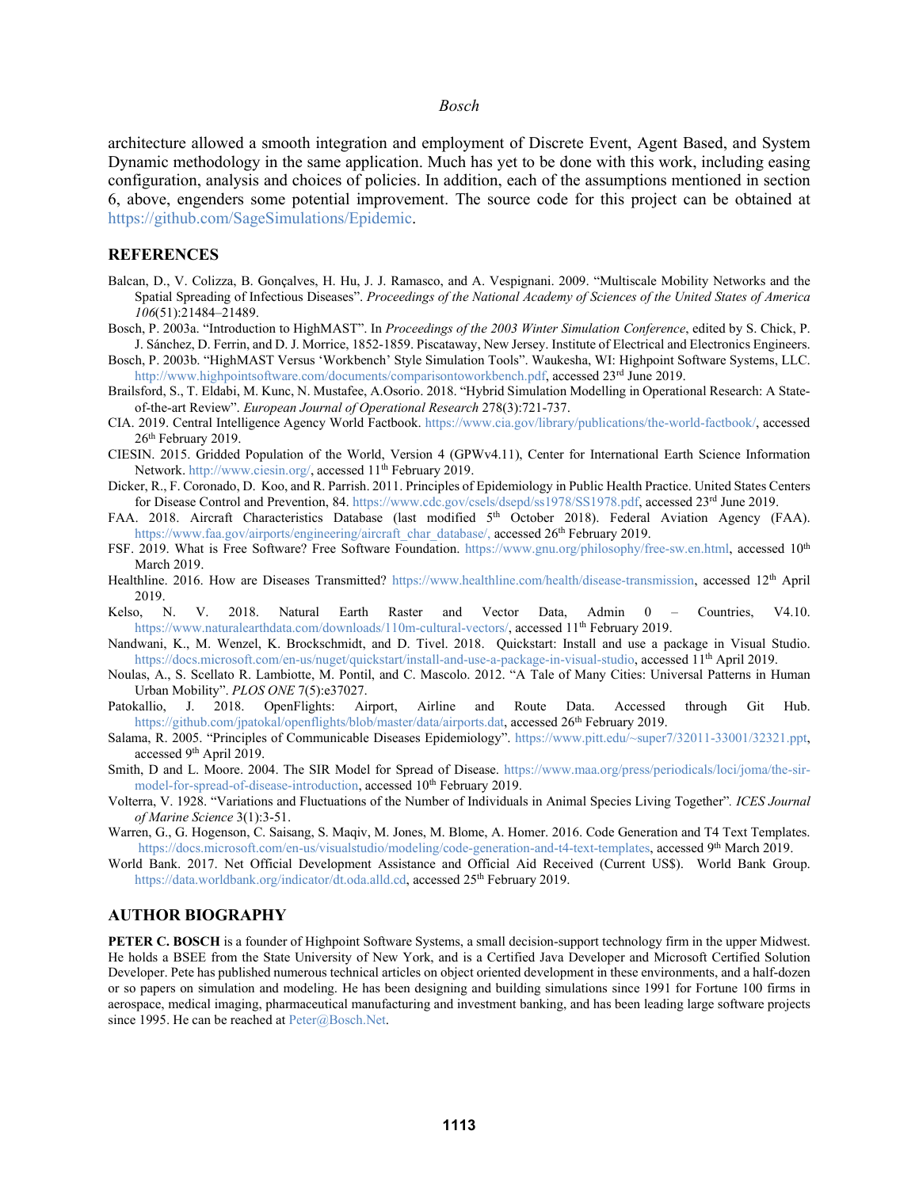architecture allowed a smooth integration and employment of Discrete Event, Agent Based, and System Dynamic methodology in the same application. Much has yet to be done with this work, including easing configuration, analysis and choices of policies. In addition, each of the assumptions mentioned in section 6, above, engenders some potential improvement. The source code for this project can be obtained at https://github.com/SageSimulations/Epidemic.

## REFERENCES

Balcan, D., V. Colizza, B. Gonçalves, H. Hu, J. J. Ramasco, and A. Vespignani. 2009. "Multiscale Mobility Networks and the Spatial Spreading of Infectious Diseases". *Proceedings of the National Academy of Sciences of the United States of America 106*(51):21484–21489.

Bosch, P. 2003a. "Introduction to HighMAST". In *Proceedings of the 2003 Winter Simulation Conference*, edited by S. Chick, P. J. Sánchez, D. Ferrin, and D. J. Morrice, 1852-1859. Piscataway, New Jersey. Institute of Electrical and Electronics Engineers.

Bosch, P. 2003b. "HighMAST Versus 'Workbench' Style Simulation Tools". Waukesha, WI: Highpoint Software Systems, LLC. http://www.highpointsoftware.com/documents/comparisontoworkbench.pdf, accessed 23rd June 2019.

Brailsford, S., T. Eldabi, M. Kunc, N. Mustafee, A.Osorio. 2018. "Hybrid Simulation Modelling in Operational Research: A State-of-the-art Review". *European Journal of Operational Research* 278(3):721-737.

CIA. 2019. Central Intelligence Agency World Factbook. https://www.cia.gov/library/publications/the-world-factbook/, accessed 26th February 2019.

CIESIN. 2015. Gridded Population of the World, Version 4 (GPWv4.11), Center for International Earth Science Information Network. http://www.ciesin.org/, accessed 11th February 2019.

Dicker, R., F. Coronado, D. Koo, and R. Parrish. 2011. Principles of Epidemiology in Public Health Practice. United States Centers for Disease Control and Prevention, 84. https://www.cdc.gov/csels/dsepd/ss1978/SS1978.pdf, accessed 23rd June 2019.

FAA. 2018. Aircraft Characteristics Database (last modified 5th October 2018). Federal Aviation Agency (FAA). https://www.faa.gov/airports/engineering/aircraft_char_database/, accessed 26th February 2019.

FSF. 2019. What is Free Software? Free Software Foundation. https://www.gnu.org/philosophy/free-sw.en.html, accessed 10th March 2019.

Healthline. 2016. How are Diseases Transmitted? https://www.healthline.com/health/disease-transmission, accessed 12th April 2019.

Kelso, N. V. 2018. Natural Earth Raster and Vector Data, Admin 0 – Countries, V4.10. https://www.naturalearthdata.com/downloads/110m-cultural-vectors/, accessed 11th February 2019.

Nandwani, K., M. Wenzel, K. Brockschmidt, and D. Tivel. 2018. Quickstart: Install and use a package in Visual Studio. https://docs.microsoft.com/en-us/nuget/quickstart/install-and-use-a-package-in-visual-studio, accessed 11th April 2019.

Noulas, A., S. Scellato R. Lambiotte, M. Pontil, and C. Mascolo. 2012. "A Tale of Many Cities: Universal Patterns in Human Urban Mobility". *PLOS ONE* 7(5):e37027.

Patokallio, J. 2018. OpenFlights: Airport, Airline and Route Data. Accessed through Git Hub. https://github.com/jpatokal/openflights/blob/master/data/airports.dat, accessed 26th February 2019.

Salama, R. 2005. "Principles of Communicable Diseases Epidemiology". https://www.pitt.edu/~super7/32011-33001/32321.ppt, accessed 9th April 2019.

Smith, D and L. Moore. 2004. The SIR Model for Spread of Disease. https://www.maa.org/press/periodicals/loci/joma/the-sir-model-for-spread-of-disease-introduction, accessed 10th February 2019.

Volterra, V. 1928. "Variations and Fluctuations of the Number of Individuals in Animal Species Living Together". *ICES Journal of Marine Science* 3(1):3-51.

Warren, G., G. Hogenson, C. Saisang, S. Maqiv, M. Jones, M. Blome, A. Homer. 2016. Code Generation and T4 Text Templates. https://docs.microsoft.com/en-us/visualstudio/modeling/code-generation-and-t4-text-templates, accessed 9th March 2019.

World Bank. 2017. Net Official Development Assistance and Official Aid Received (Current US$). World Bank Group. https://data.worldbank.org/indicator/dt.oda.alld.cd, accessed 25th February 2019.

## AUTHOR BIOGRAPHY

**PETER C. BOSCH** is a founder of Highpoint Software Systems, a small decision-support technology firm in the upper Midwest. He holds a BSEE from the State University of New York, and is a Certified Java Developer and Microsoft Certified Solution Developer. Pete has published numerous technical articles on object oriented development in these environments, and a half-dozen or so papers on simulation and modeling. He has been designing and building simulations since 1991 for Fortune 100 firms in aerospace, medical imaging, pharmaceutical manufacturing and investment banking, and has been leading large software projects since 1995. He can be reached at Peter@Bosch.Net.